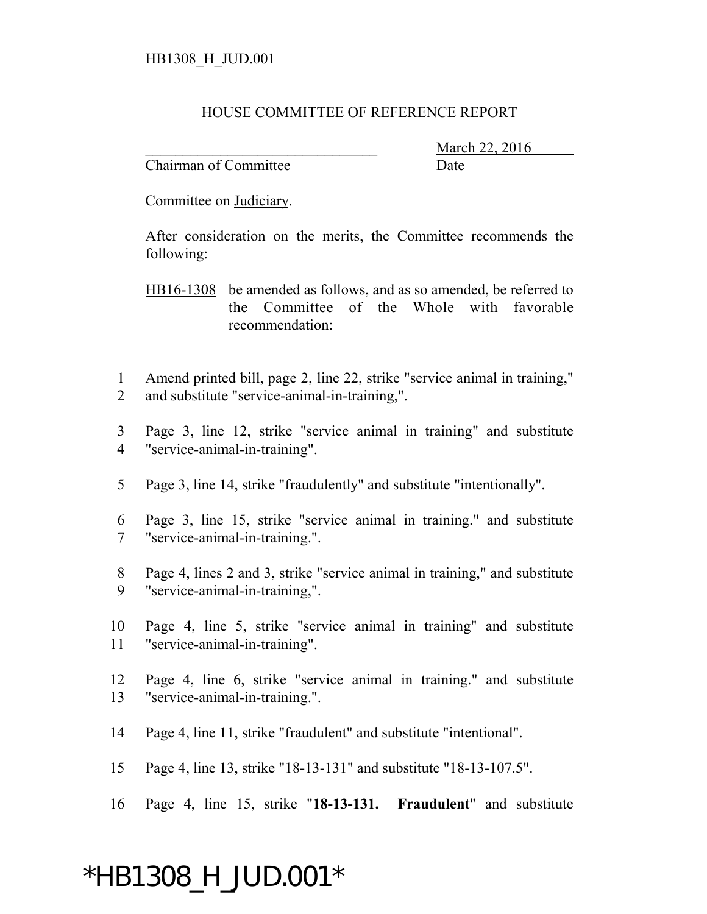HB1308_H_JUD.001

HOUSE COMMITTEE OF REFERENCE REPORT

________________________________ March 22, 2016
Chairman of Committee Date

Committee on Judiciary.

After consideration on the merits, the Committee recommends the following:

HB16-1308 be amended as follows, and as so amended, be referred to the Committee of the Whole with favorable recommendation:

1 Amend printed bill, page 2, line 22, strike "service animal in training,"
2 and substitute "service-animal-in-training,".

3 Page 3, line 12, strike "service animal in training" and substitute
4 "service-animal-in-training".

5 Page 3, line 14, strike "fraudulently" and substitute "intentionally".

6 Page 3, line 15, strike "service animal in training." and substitute
7 "service-animal-in-training.".

8 Page 4, lines 2 and 3, strike "service animal in training," and substitute
9 "service-animal-in-training,".

10 Page 4, line 5, strike "service animal in training" and substitute
11 "service-animal-in-training".

12 Page 4, line 6, strike "service animal in training." and substitute
13 "service-animal-in-training.".

14 Page 4, line 11, strike "fraudulent" and substitute "intentional".

15 Page 4, line 13, strike "18-13-131" and substitute "18-13-107.5".

16 Page 4, line 15, strike "**18-13-131. Fraudulent**" and substitute

*HB1308_H_JUD.001*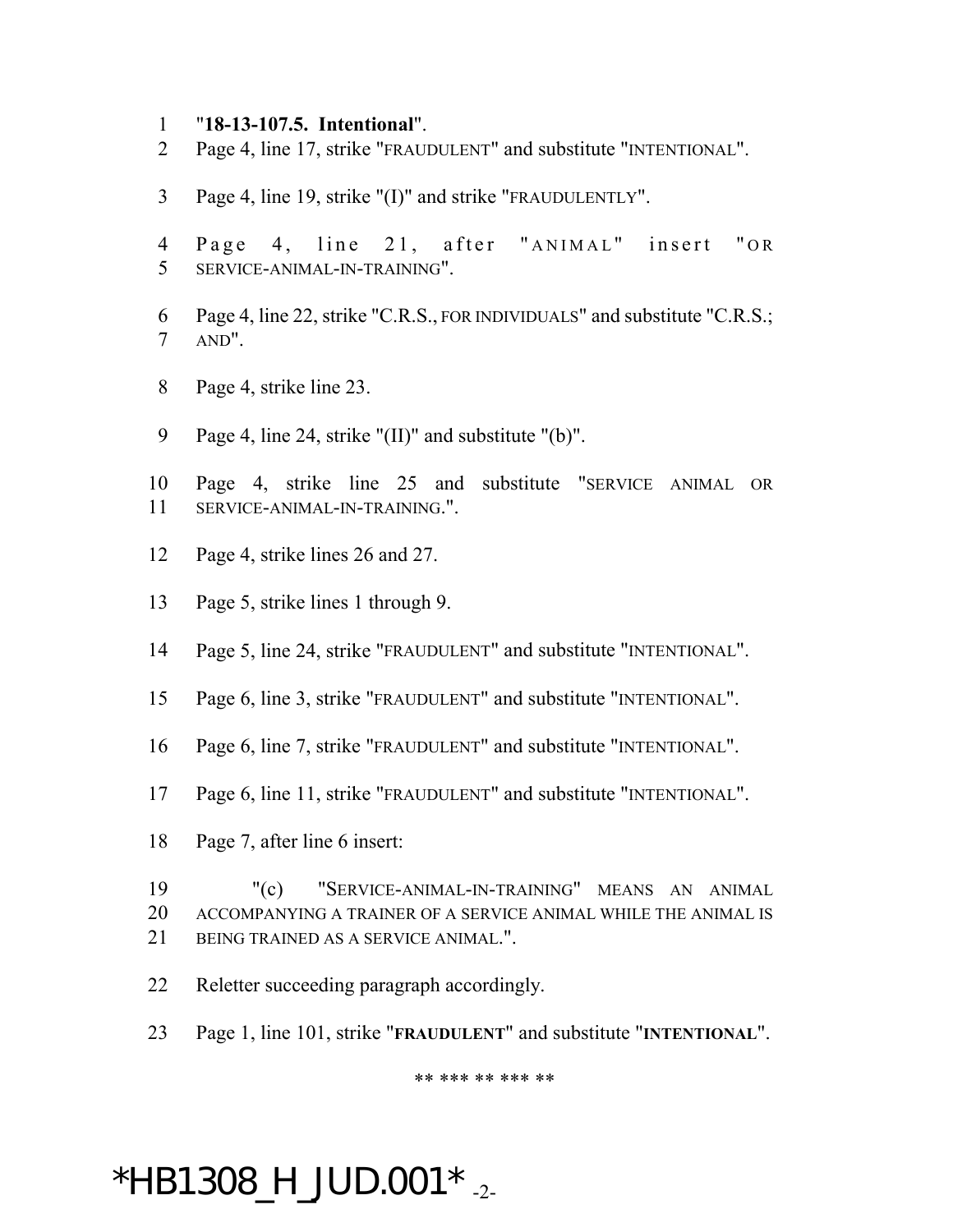1 "**18-13-107.5. Intentional**".

2 Page 4, line 17, strike "FRAUDULENT" and substitute "INTENTIONAL".

3 Page 4, line 19, strike "(I)" and strike "FRAUDULENTLY".

4 Page 4, line 21, after "ANIMAL" insert "OR
5 SERVICE-ANIMAL-IN-TRAINING".

6 Page 4, line 22, strike "C.R.S., FOR INDIVIDUALS" and substitute "C.R.S.;
7 AND".

8 Page 4, strike line 23.

9 Page 4, line 24, strike "(II)" and substitute "(b)".

10 Page 4, strike line 25 and substitute "SERVICE ANIMAL OR
11 SERVICE-ANIMAL-IN-TRAINING.".

12 Page 4, strike lines 26 and 27.

13 Page 5, strike lines 1 through 9.

14 Page 5, line 24, strike "FRAUDULENT" and substitute "INTENTIONAL".

15 Page 6, line 3, strike "FRAUDULENT" and substitute "INTENTIONAL".

16 Page 6, line 7, strike "FRAUDULENT" and substitute "INTENTIONAL".

17 Page 6, line 11, strike "FRAUDULENT" and substitute "INTENTIONAL".

18 Page 7, after line 6 insert:

19 "(c) "SERVICE-ANIMAL-IN-TRAINING" MEANS AN ANIMAL
20 ACCOMPANYING A TRAINER OF A SERVICE ANIMAL WHILE THE ANIMAL IS
21 BEING TRAINED AS A SERVICE ANIMAL.".

22 Reletter succeeding paragraph accordingly.

23 Page 1, line 101, strike "**FRAUDULENT**" and substitute "**INTENTIONAL**".

** *** ** *** **

*HB1308_H_JUD.001*